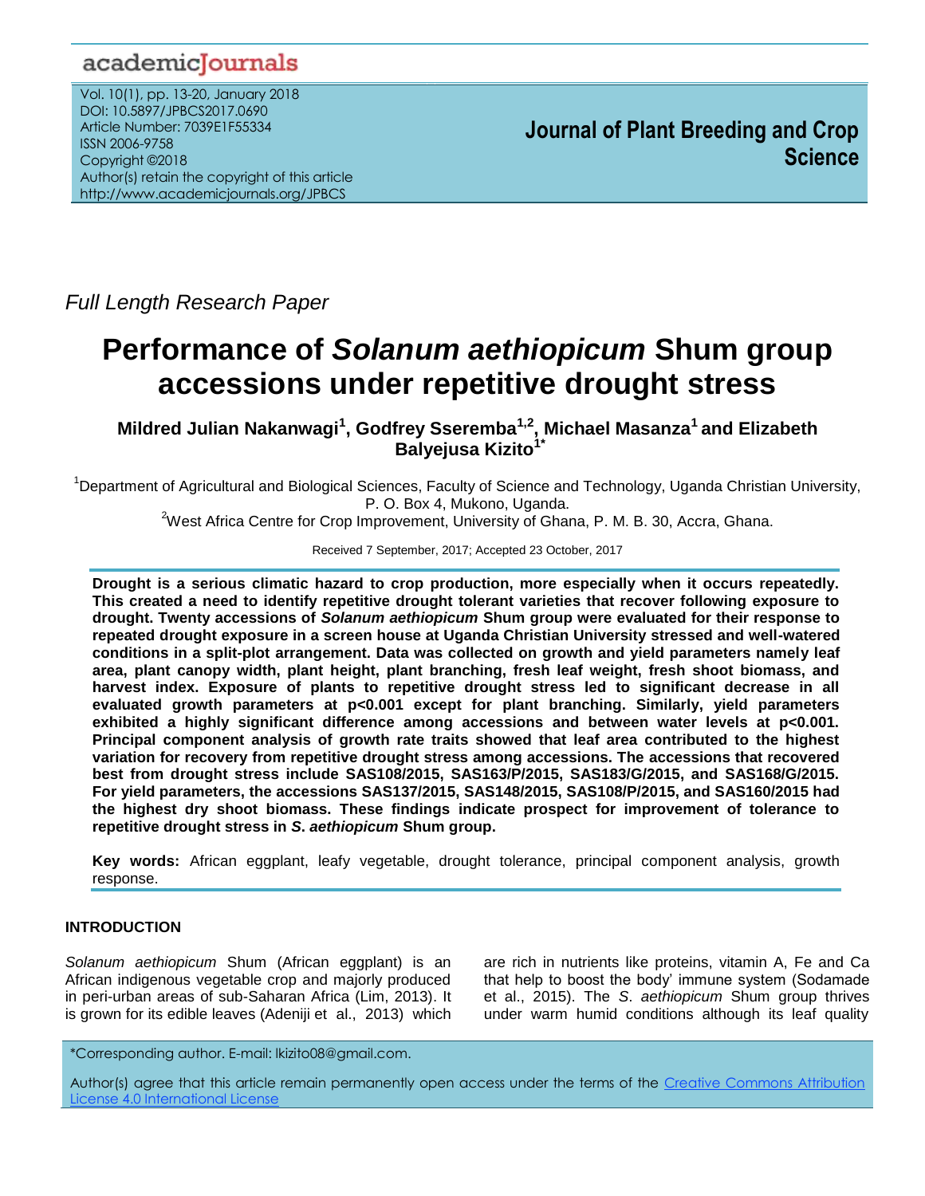*Full Length Research Paper*

# Performance of *Solanum aethiopicum* Shum group accessions under repetitive drought stress

**Mildred Julian Nakanwagi[1], Godfrey Sseremba[1,2], Michael Masanza[1] and Elizabeth Balyejusa Kizito[1*]**

[1]Department of Agricultural and Biological Sciences, Faculty of Science and Technology, Uganda Christian University, P. O. Box 4, Mukono, Uganda.

[2]West Africa Centre for Crop Improvement, University of Ghana, P. M. B. 30, Accra, Ghana.

Received 7 September, 2017; Accepted 23 October, 2017

**Drought is a serious climatic hazard to crop production, more especially when it occurs repeatedly. This created a need to identify repetitive drought tolerant varieties that recover following exposure to drought. Twenty accessions of *Solanum aethiopicum* Shum group were evaluated for their response to repeated drought exposure in a screen house at Uganda Christian University stressed and well-watered conditions in a split-plot arrangement. Data was collected on growth and yield parameters namely leaf area, plant canopy width, plant height, plant branching, fresh leaf weight, fresh shoot biomass, and harvest index. Exposure of plants to repetitive drought stress led to significant decrease in all evaluated growth parameters at p<0.001 except for plant branching. Similarly, yield parameters exhibited a highly significant difference among accessions and between water levels at p<0.001. Principal component analysis of growth rate traits showed that leaf area contributed to the highest variation for recovery from repetitive drought stress among accessions. The accessions that recovered best from drought stress include SAS108/2015, SAS163/P/2015, SAS183/G/2015, and SAS168/G/2015. For yield parameters, the accessions SAS137/2015, SAS148/2015, SAS108/P/2015, and SAS160/2015 had the highest dry shoot biomass. These findings indicate prospect for improvement of tolerance to repetitive drought stress in *S. aethiopicum* Shum group.**

**Key words:** African eggplant, leafy vegetable, drought tolerance, principal component analysis, growth response.

## INTRODUCTION

*Solanum aethiopicum* Shum (African eggplant) is an African indigenous vegetable crop and majorly produced in peri-urban areas of sub-Saharan Africa (Lim, 2013). It is grown for its edible leaves (Adeniji et al., 2013) which are rich in nutrients like proteins, vitamin A, Fe and Ca that help to boost the body' immune system (Sodamade et al., 2015). The *S. aethiopicum* Shum group thrives under warm humid conditions although its leaf quality

*Corresponding author. E-mail: lkizito08@gmail.com.

Author(s) agree that this article remain permanently open access under the terms of the Creative Commons Attribution License 4.0 International License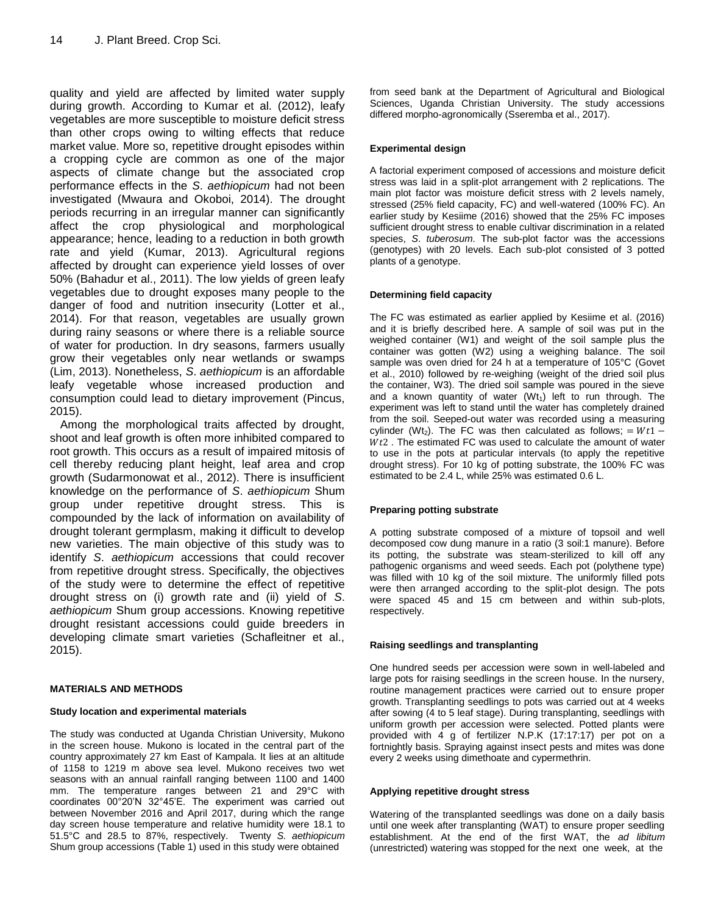quality and yield are affected by limited water supply during growth. According to Kumar et al. (2012), leafy vegetables are more susceptible to moisture deficit stress than other crops owing to wilting effects that reduce market value. More so, repetitive drought episodes within a cropping cycle are common as one of the major aspects of climate change but the associated crop performance effects in the *S*. *aethiopicum* had not been investigated (Mwaura and Okoboi, 2014). The drought periods recurring in an irregular manner can significantly affect the crop physiological and morphological appearance; hence, leading to a reduction in both growth rate and yield (Kumar, 2013). Agricultural regions affected by drought can experience yield losses of over 50% (Bahadur et al., 2011). The low yields of green leafy vegetables due to drought exposes many people to the danger of food and nutrition insecurity (Lotter et al., 2014). For that reason, vegetables are usually grown during rainy seasons or where there is a reliable source of water for production. In dry seasons, farmers usually grow their vegetables only near wetlands or swamps (Lim, 2013). Nonetheless, *S*. *aethiopicum* is an affordable leafy vegetable whose increased production and consumption could lead to dietary improvement (Pincus, 2015).

Among the morphological traits affected by drought, shoot and leaf growth is often more inhibited compared to root growth. This occurs as a result of impaired mitosis of cell thereby reducing plant height, leaf area and crop growth (Sudarmonowat et al., 2012). There is insufficient knowledge on the performance of *S*. *aethiopicum* Shum group under repetitive drought stress. This is compounded by the lack of information on availability of drought tolerant germplasm, making it difficult to develop new varieties. The main objective of this study was to identify *S*. *aethiopicum* accessions that could recover from repetitive drought stress. Specifically, the objectives of the study were to determine the effect of repetitive drought stress on (i) growth rate and (ii) yield of *S*. *aethiopicum* Shum group accessions. Knowing repetitive drought resistant accessions could guide breeders in developing climate smart varieties (Schafleitner et al., 2015).

## MATERIALS AND METHODS

### Study location and experimental materials

The study was conducted at Uganda Christian University, Mukono in the screen house. Mukono is located in the central part of the country approximately 27 km East of Kampala. It lies at an altitude of 1158 to 1219 m above sea level. Mukono receives two wet seasons with an annual rainfall ranging between 1100 and 1400 mm. The temperature ranges between 21 and 29°C with coordinates 00°20'N 32°45'E. The experiment was carried out between November 2016 and April 2017, during which the range day screen house temperature and relative humidity were 18.1 to 51.5°C and 28.5 to 87%, respectively. Twenty *S. aethiopicum* Shum group accessions (Table 1) used in this study were obtained from seed bank at the Department of Agricultural and Biological Sciences, Uganda Christian University. The study accessions differed morpho-agronomically (Sseremba et al., 2017).

### Experimental design

A factorial experiment composed of accessions and moisture deficit stress was laid in a split-plot arrangement with 2 replications. The main plot factor was moisture deficit stress with 2 levels namely, stressed (25% field capacity, FC) and well-watered (100% FC). An earlier study by Kesiime (2016) showed that the 25% FC imposes sufficient drought stress to enable cultivar discrimination in a related species, *S*. *tuberosum*. The sub-plot factor was the accessions (genotypes) with 20 levels. Each sub-plot consisted of 3 potted plants of a genotype.

### Determining field capacity

The FC was estimated as earlier applied by Kesiime et al. (2016) and it is briefly described here. A sample of soil was put in the weighed container (W1) and weight of the soil sample plus the container was gotten (W2) using a weighing balance. The soil sample was oven dried for 24 h at a temperature of 105°C (Govet et al., 2010) followed by re-weighing (weight of the dried soil plus the container, W3). The dried soil sample was poured in the sieve and a known quantity of water ($Wt_1$) left to run through. The experiment was left to stand until the water has completely drained from the soil. Seeped-out water was recorded using a measuring cylinder ($Wt_2$). The FC was then calculated as follows; $= Wt1 - Wt2$ . The estimated FC was used to calculate the amount of water to use in the pots at particular intervals (to apply the repetitive drought stress). For 10 kg of potting substrate, the 100% FC was estimated to be 2.4 L, while 25% was estimated 0.6 L.

### Preparing potting substrate

A potting substrate composed of a mixture of topsoil and well decomposed cow dung manure in a ratio (3 soil:1 manure). Before its potting, the substrate was steam-sterilized to kill off any pathogenic organisms and weed seeds. Each pot (polythene type) was filled with 10 kg of the soil mixture. The uniformly filled pots were then arranged according to the split-plot design. The pots were spaced 45 and 15 cm between and within sub-plots, respectively.

### Raising seedlings and transplanting

One hundred seeds per accession were sown in well-labeled and large pots for raising seedlings in the screen house. In the nursery, routine management practices were carried out to ensure proper growth. Transplanting seedlings to pots was carried out at 4 weeks after sowing (4 to 5 leaf stage). During transplanting, seedlings with uniform growth per accession were selected. Potted plants were provided with 4 g of fertilizer N.P.K (17:17:17) per pot on a fortnightly basis. Spraying against insect pests and mites was done every 2 weeks using dimethoate and cypermethrin.

### Applying repetitive drought stress

Watering of the transplanted seedlings was done on a daily basis until one week after transplanting (WAT) to ensure proper seedling establishment. At the end of the first WAT, the *ad libitum* (unrestricted) watering was stopped for the next one week, at the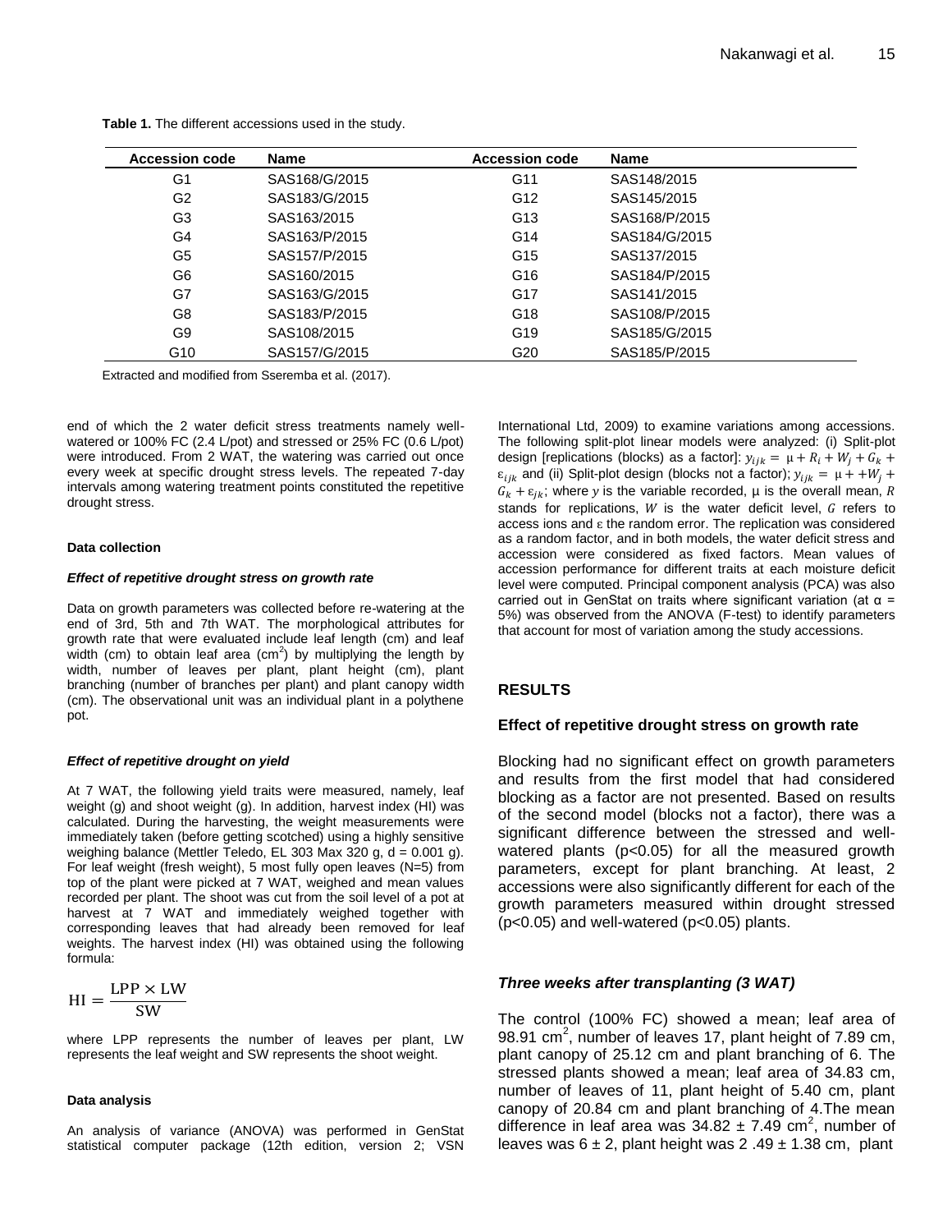**Table 1.** The different accessions used in the study.

| Accession code | Name | Accession code | Name |
|---|---|---|---|
| G1 | SAS168/G/2015 | G11 | SAS148/2015 |
| G2 | SAS183/G/2015 | G12 | SAS145/2015 |
| G3 | SAS163/2015 | G13 | SAS168/P/2015 |
| G4 | SAS163/P/2015 | G14 | SAS184/G/2015 |
| G5 | SAS157/P/2015 | G15 | SAS137/2015 |
| G6 | SAS160/2015 | G16 | SAS184/P/2015 |
| G7 | SAS163/G/2015 | G17 | SAS141/2015 |
| G8 | SAS183/P/2015 | G18 | SAS108/P/2015 |
| G9 | SAS108/2015 | G19 | SAS185/G/2015 |
| G10 | SAS157/G/2015 | G20 | SAS185/P/2015 |

Extracted and modified from Sseremba et al. (2017).

end of which the 2 water deficit stress treatments namely well-watered or 100% FC (2.4 L/pot) and stressed or 25% FC (0.6 L/pot) were introduced. From 2 WAT, the watering was carried out once every week at specific drought stress levels. The repeated 7-day intervals among watering treatment points constituted the repetitive drought stress.

#### Data collection

##### *Effect of repetitive drought stress on growth rate*

Data on growth parameters was collected before re-watering at the end of 3rd, 5th and 7th WAT. The morphological attributes for growth rate that were evaluated include leaf length (cm) and leaf width (cm) to obtain leaf area (cm$^2$) by multiplying the length by width, number of leaves per plant, plant height (cm), plant branching (number of branches per plant) and plant canopy width (cm). The observational unit was an individual plant in a polythene pot.

##### *Effect of repetitive drought on yield*

At 7 WAT, the following yield traits were measured, namely, leaf weight (g) and shoot weight (g). In addition, harvest index (HI) was calculated. During the harvesting, the weight measurements were immediately taken (before getting scotched) using a highly sensitive weighing balance (Mettler Teledo, EL 303 Max 320 g, d = 0.001 g). For leaf weight (fresh weight), 5 most fully open leaves (N=5) from top of the plant were picked at 7 WAT, weighed and mean values recorded per plant. The shoot was cut from the soil level of a pot at harvest at 7 WAT and immediately weighed together with corresponding leaves that had already been removed for leaf weights. The harvest index (HI) was obtained using the following formula:

$$\mathrm{HI} = \frac{\mathrm{LPP} \times \mathrm{LW}}{\mathrm{SW}}$$

where LPP represents the number of leaves per plant, LW represents the leaf weight and SW represents the shoot weight.

#### Data analysis

An analysis of variance (ANOVA) was performed in GenStat statistical computer package (12th edition, version 2; VSN International Ltd, 2009) to examine variations among accessions. The following split-plot linear models were analyzed: (i) Split-plot design [replications (blocks) as a factor]: $y_{ijk} = \mu + R_i + W_j + G_k + \varepsilon_{ijk}$ and (ii) Split-plot design (blocks not a factor); $y_{ijk} = \mu + +W_j + G_k + \varepsilon_{jk}$; where $y$ is the variable recorded, $\mu$ is the overall mean, $R$ stands for replications, $W$ is the water deficit level, $G$ refers to access ions and $\varepsilon$ the random error. The replication was considered as a random factor, and in both models, the water deficit stress and accession were considered as fixed factors. Mean values of accession performance for different traits at each moisture deficit level were computed. Principal component analysis (PCA) was also carried out in GenStat on traits where significant variation (at $\alpha$ = 5%) was observed from the ANOVA (F-test) to identify parameters that account for most of variation among the study accessions.

## RESULTS

### Effect of repetitive drought stress on growth rate

Blocking had no significant effect on growth parameters and results from the first model that had considered blocking as a factor are not presented. Based on results of the second model (blocks not a factor), there was a significant difference between the stressed and well-watered plants ($p<0.05$) for all the measured growth parameters, except for plant branching. At least, 2 accessions were also significantly different for each of the growth parameters measured within drought stressed ($p<0.05$) and well-watered ($p<0.05$) plants.

### *Three weeks after transplanting (3 WAT)*

The control (100% FC) showed a mean; leaf area of 98.91 cm$^2$, number of leaves 17, plant height of 7.89 cm, plant canopy of 25.12 cm and plant branching of 6. The stressed plants showed a mean; leaf area of 34.83 cm, number of leaves of 11, plant height of 5.40 cm, plant canopy of 20.84 cm and plant branching of 4.The mean difference in leaf area was 34.82 ± 7.49 cm$^2$, number of leaves was 6 ± 2, plant height was 2 .49 ± 1.38 cm, plant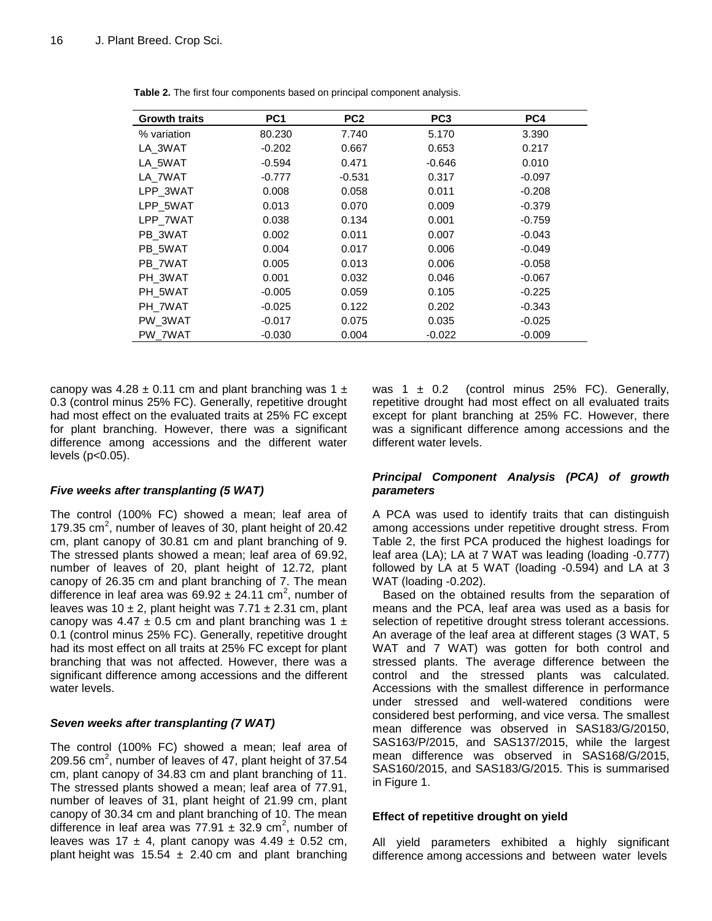**Table 2.** The first four components based on principal component analysis.

| Growth traits | PC1 | PC2 | PC3 | PC4 |
|---|---|---|---|---|
| % variation | 80.230 | 7.740 | 5.170 | 3.390 |
| LA_3WAT | -0.202 | 0.667 | 0.653 | 0.217 |
| LA_5WAT | -0.594 | 0.471 | -0.646 | 0.010 |
| LA_7WAT | -0.777 | -0.531 | 0.317 | -0.097 |
| LPP_3WAT | 0.008 | 0.058 | 0.011 | -0.208 |
| LPP_5WAT | 0.013 | 0.070 | 0.009 | -0.379 |
| LPP_7WAT | 0.038 | 0.134 | 0.001 | -0.759 |
| PB_3WAT | 0.002 | 0.011 | 0.007 | -0.043 |
| PB_5WAT | 0.004 | 0.017 | 0.006 | -0.049 |
| PB_7WAT | 0.005 | 0.013 | 0.006 | -0.058 |
| PH_3WAT | 0.001 | 0.032 | 0.046 | -0.067 |
| PH_5WAT | -0.005 | 0.059 | 0.105 | -0.225 |
| PH_7WAT | -0.025 | 0.122 | 0.202 | -0.343 |
| PW_3WAT | -0.017 | 0.075 | 0.035 | -0.025 |
| PW_7WAT | -0.030 | 0.004 | -0.022 | -0.009 |

canopy was 4.28 ± 0.11 cm and plant branching was 1 ± 0.3 (control minus 25% FC). Generally, repetitive drought had most effect on the evaluated traits at 25% FC except for plant branching. However, there was a significant difference among accessions and the different water levels ($p<0.05$).

### *Five weeks after transplanting (5 WAT)*

The control (100% FC) showed a mean; leaf area of 179.35 $cm^2$, number of leaves of 30, plant height of 20.42 cm, plant canopy of 30.81 cm and plant branching of 9. The stressed plants showed a mean; leaf area of 69.92, number of leaves of 20, plant height of 12.72, plant canopy of 26.35 cm and plant branching of 7. The mean difference in leaf area was 69.92 ± 24.11 $cm^2$, number of leaves was 10 ± 2, plant height was 7.71 ± 2.31 cm, plant canopy was 4.47 ± 0.5 cm and plant branching was 1 ± 0.1 (control minus 25% FC). Generally, repetitive drought had its most effect on all traits at 25% FC except for plant branching that was not affected. However, there was a significant difference among accessions and the different water levels.

### *Seven weeks after transplanting (7 WAT)*

The control (100% FC) showed a mean; leaf area of 209.56 $cm^2$, number of leaves of 47, plant height of 37.54 cm, plant canopy of 34.83 cm and plant branching of 11. The stressed plants showed a mean; leaf area of 77.91, number of leaves of 31, plant height of 21.99 cm, plant canopy of 30.34 cm and plant branching of 10. The mean difference in leaf area was 77.91 ± 32.9 $cm^2$, number of leaves was 17 ± 4, plant canopy was 4.49 ± 0.52 cm, plant height was 15.54 ± 2.40 cm and plant branching was 1 ± 0.2 (control minus 25% FC). Generally, repetitive drought had most effect on all evaluated traits except for plant branching at 25% FC. However, there was a significant difference among accessions and the different water levels.

### *Principal Component Analysis (PCA) of growth parameters*

A PCA was used to identify traits that can distinguish among accessions under repetitive drought stress. From Table 2, the first PCA produced the highest loadings for leaf area (LA); LA at 7 WAT was leading (loading -0.777) followed by LA at 5 WAT (loading -0.594) and LA at 3 WAT (loading -0.202).

Based on the obtained results from the separation of means and the PCA, leaf area was used as a basis for selection of repetitive drought stress tolerant accessions. An average of the leaf area at different stages (3 WAT, 5 WAT and 7 WAT) was gotten for both control and stressed plants. The average difference between the control and the stressed plants was calculated. Accessions with the smallest difference in performance under stressed and well-watered conditions were considered best performing, and vice versa. The smallest mean difference was observed in SAS183/G/20150, SAS163/P/2015, and SAS137/2015, while the largest mean difference was observed in SAS168/G/2015, SAS160/2015, and SAS183/G/2015. This is summarised in Figure 1.

## Effect of repetitive drought on yield

All yield parameters exhibited a highly significant difference among accessions and between water levels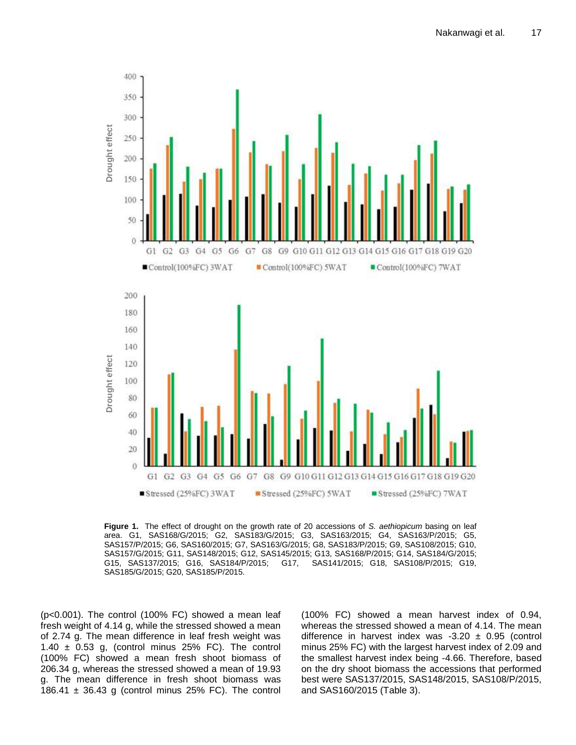**Figure 1.** The effect of drought on the growth rate of 20 accessions of *S. aethiopicum* basing on leaf area. G1, SAS168/G/2015; G2, SAS183/G/2015; G3, SAS163/2015; G4, SAS163/P/2015; G5, SAS157/P/2015; G6, SAS160/2015; G7, SAS163/G/2015; G8, SAS183/P/2015; G9, SAS108/2015; G10, SAS157/G/2015; G11, SAS148/2015; G12, SAS145/2015; G13, SAS168/P/2015; G14, SAS184/G/2015; G15, SAS137/2015; G16, SAS184/P/2015; G17, SAS141/2015; G18, SAS108/P/2015; G19, SAS185/G/2015; G20, SAS185/P/2015.

($p<0.001$). The control (100% FC) showed a mean leaf fresh weight of 4.14 g, while the stressed showed a mean of 2.74 g. The mean difference in leaf fresh weight was 1.40 ± 0.53 g, (control minus 25% FC). The control (100% FC) showed a mean fresh shoot biomass of 206.34 g, whereas the stressed showed a mean of 19.93 g. The mean difference in fresh shoot biomass was 186.41 ± 36.43 g (control minus 25% FC). The control (100% FC) showed a mean harvest index of 0.94, whereas the stressed showed a mean of 4.14. The mean difference in harvest index was -3.20 ± 0.95 (control minus 25% FC) with the largest harvest index of 2.09 and the smallest harvest index being -4.66. Therefore, based on the dry shoot biomass the accessions that performed best were SAS137/2015, SAS148/2015, SAS108/P/2015, and SAS160/2015 (Table 3).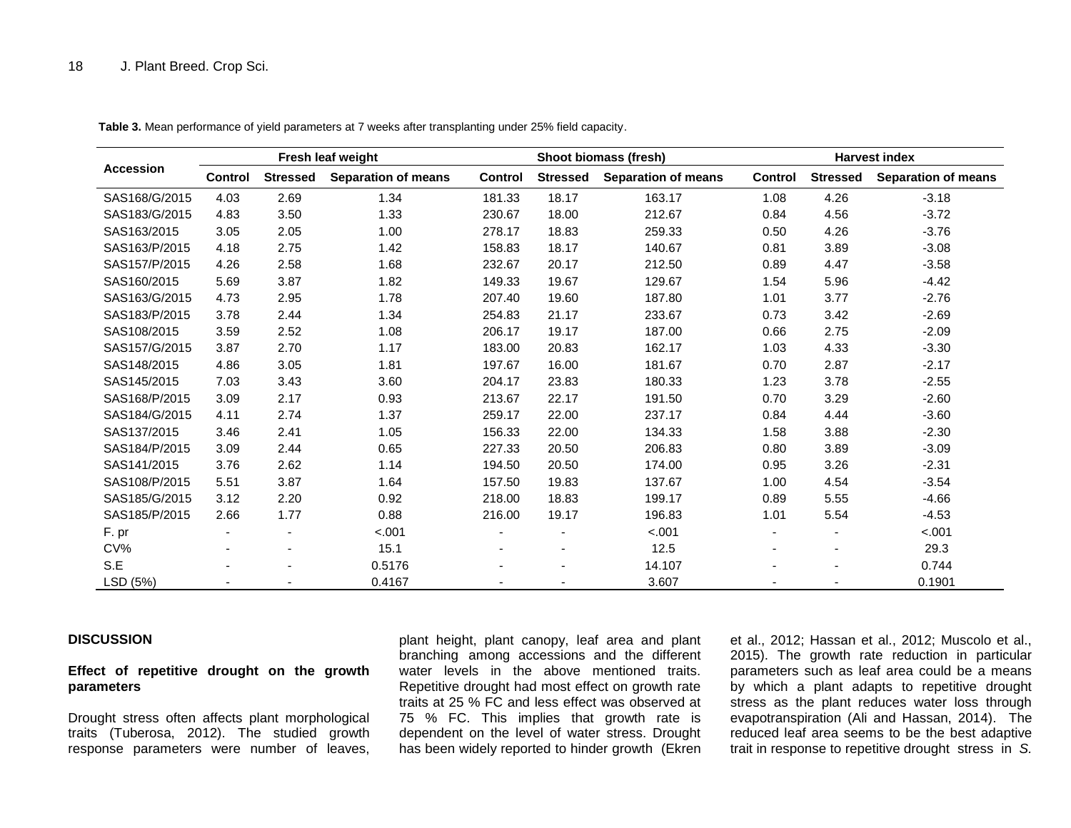**Table 3.** Mean performance of yield parameters at 7 weeks after transplanting under 25% field capacity.

| Accession | Fresh leaf weight | | | Shoot biomass (fresh) | | | Harvest index | | |
|---|---|---|---|---|---|---|---|---|---|
| | Control | Stressed | Separation of means | Control | Stressed | Separation of means | Control | Stressed | Separation of means |
| SAS168/G/2015 | 4.03 | 2.69 | 1.34 | 181.33 | 18.17 | 163.17 | 1.08 | 4.26 | -3.18 |
| SAS183/G/2015 | 4.83 | 3.50 | 1.33 | 230.67 | 18.00 | 212.67 | 0.84 | 4.56 | -3.72 |
| SAS163/2015 | 3.05 | 2.05 | 1.00 | 278.17 | 18.83 | 259.33 | 0.50 | 4.26 | -3.76 |
| SAS163/P/2015 | 4.18 | 2.75 | 1.42 | 158.83 | 18.17 | 140.67 | 0.81 | 3.89 | -3.08 |
| SAS157/P/2015 | 4.26 | 2.58 | 1.68 | 232.67 | 20.17 | 212.50 | 0.89 | 4.47 | -3.58 |
| SAS160/2015 | 5.69 | 3.87 | 1.82 | 149.33 | 19.67 | 129.67 | 1.54 | 5.96 | -4.42 |
| SAS163/G/2015 | 4.73 | 2.95 | 1.78 | 207.40 | 19.60 | 187.80 | 1.01 | 3.77 | -2.76 |
| SAS183/P/2015 | 3.78 | 2.44 | 1.34 | 254.83 | 21.17 | 233.67 | 0.73 | 3.42 | -2.69 |
| SAS108/2015 | 3.59 | 2.52 | 1.08 | 206.17 | 19.17 | 187.00 | 0.66 | 2.75 | -2.09 |
| SAS157/G/2015 | 3.87 | 2.70 | 1.17 | 183.00 | 20.83 | 162.17 | 1.03 | 4.33 | -3.30 |
| SAS148/2015 | 4.86 | 3.05 | 1.81 | 197.67 | 16.00 | 181.67 | 0.70 | 2.87 | -2.17 |
| SAS145/2015 | 7.03 | 3.43 | 3.60 | 204.17 | 23.83 | 180.33 | 1.23 | 3.78 | -2.55 |
| SAS168/P/2015 | 3.09 | 2.17 | 0.93 | 213.67 | 22.17 | 191.50 | 0.70 | 3.29 | -2.60 |
| SAS184/G/2015 | 4.11 | 2.74 | 1.37 | 259.17 | 22.00 | 237.17 | 0.84 | 4.44 | -3.60 |
| SAS137/2015 | 3.46 | 2.41 | 1.05 | 156.33 | 22.00 | 134.33 | 1.58 | 3.88 | -2.30 |
| SAS184/P/2015 | 3.09 | 2.44 | 0.65 | 227.33 | 20.50 | 206.83 | 0.80 | 3.89 | -3.09 |
| SAS141/2015 | 3.76 | 2.62 | 1.14 | 194.50 | 20.50 | 174.00 | 0.95 | 3.26 | -2.31 |
| SAS108/P/2015 | 5.51 | 3.87 | 1.64 | 157.50 | 19.83 | 137.67 | 1.00 | 4.54 | -3.54 |
| SAS185/G/2015 | 3.12 | 2.20 | 0.92 | 218.00 | 18.83 | 199.17 | 0.89 | 5.55 | -4.66 |
| SAS185/P/2015 | 2.66 | 1.77 | 0.88 | 216.00 | 19.17 | 196.83 | 1.01 | 5.54 | -4.53 |
| F. pr | - | - | <.001 | - | - | <.001 | - | - | <.001 |
| CV% | - | - | 15.1 | - | - | 12.5 | - | - | 29.3 |
| S.E | - | - | 0.5176 | - | - | 14.107 | - | - | 0.744 |
| LSD (5%) | - | - | 0.4167 | - | - | 3.607 | - | - | 0.1901 |

## DISCUSSION

### Effect of repetitive drought on the growth parameters

Drought stress often affects plant morphological traits (Tuberosa, 2012). The studied growth response parameters were number of leaves, plant height, plant canopy, leaf area and plant branching among accessions and the different water levels in the above mentioned traits. Repetitive drought had most effect on growth rate traits at 25 % FC and less effect was observed at 75 % FC. This implies that growth rate is dependent on the level of water stress. Drought has been widely reported to hinder growth (Ekren et al., 2012; Hassan et al., 2012; Muscolo et al., 2015). The growth rate reduction in particular parameters such as leaf area could be a means by which a plant adapts to repetitive drought stress as the plant reduces water loss through evapotranspiration (Ali and Hassan, 2014). The reduced leaf area seems to be the best adaptive trait in response to repetitive drought stress in *S.*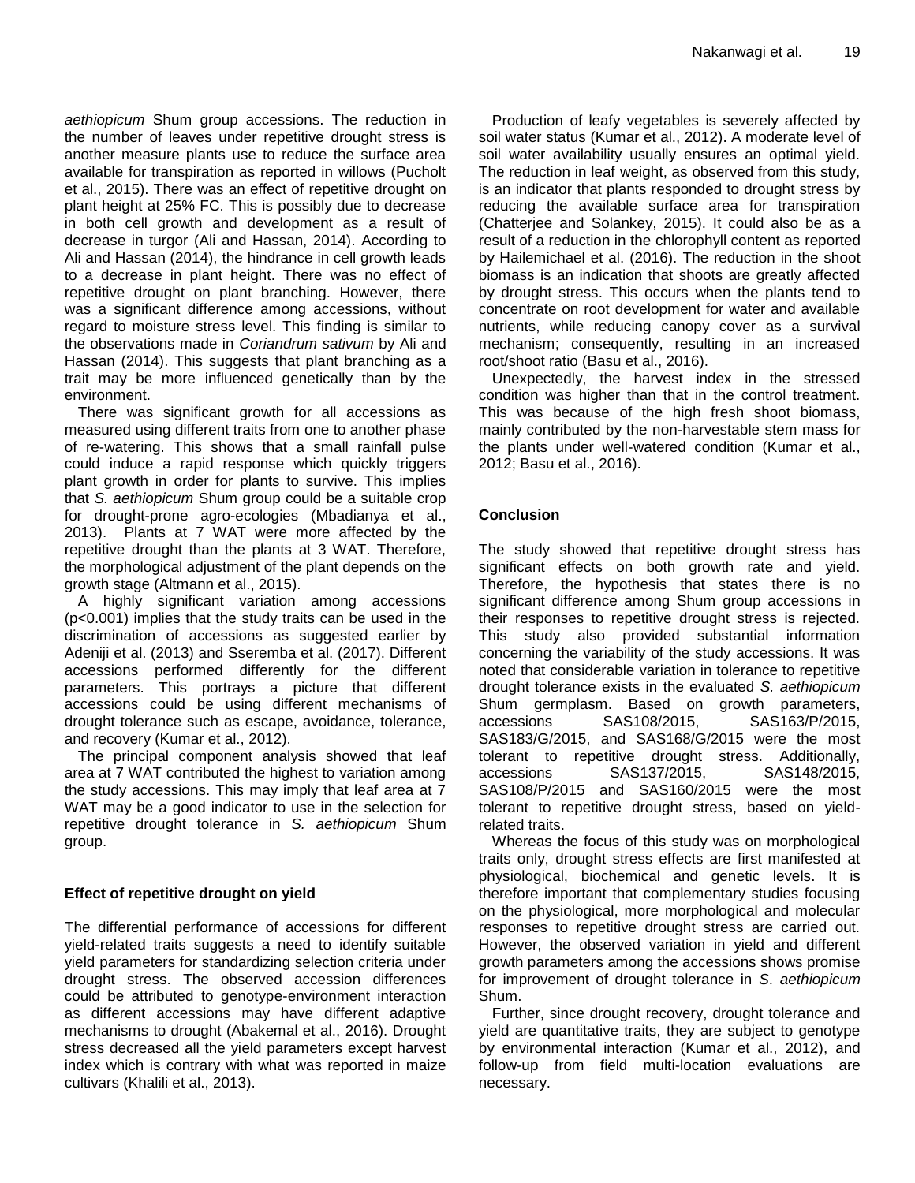*aethiopicum* Shum group accessions. The reduction in the number of leaves under repetitive drought stress is another measure plants use to reduce the surface area available for transpiration as reported in willows (Pucholt et al., 2015). There was an effect of repetitive drought on plant height at 25% FC. This is possibly due to decrease in both cell growth and development as a result of decrease in turgor (Ali and Hassan, 2014). According to Ali and Hassan (2014), the hindrance in cell growth leads to a decrease in plant height. There was no effect of repetitive drought on plant branching. However, there was a significant difference among accessions, without regard to moisture stress level. This finding is similar to the observations made in *Coriandrum sativum* by Ali and Hassan (2014). This suggests that plant branching as a trait may be more influenced genetically than by the environment.

There was significant growth for all accessions as measured using different traits from one to another phase of re-watering. This shows that a small rainfall pulse could induce a rapid response which quickly triggers plant growth in order for plants to survive. This implies that *S. aethiopicum* Shum group could be a suitable crop for drought-prone agro-ecologies (Mbadianya et al., 2013). Plants at 7 WAT were more affected by the repetitive drought than the plants at 3 WAT. Therefore, the morphological adjustment of the plant depends on the growth stage (Altmann et al., 2015).

A highly significant variation among accessions ($p<0.001$) implies that the study traits can be used in the discrimination of accessions as suggested earlier by Adeniji et al. (2013) and Sseremba et al. (2017). Different accessions performed differently for the different parameters. This portrays a picture that different accessions could be using different mechanisms of drought tolerance such as escape, avoidance, tolerance, and recovery (Kumar et al., 2012).

The principal component analysis showed that leaf area at 7 WAT contributed the highest to variation among the study accessions. This may imply that leaf area at 7 WAT may be a good indicator to use in the selection for repetitive drought tolerance in *S. aethiopicum* Shum group.

### Effect of repetitive drought on yield

The differential performance of accessions for different yield-related traits suggests a need to identify suitable yield parameters for standardizing selection criteria under drought stress. The observed accession differences could be attributed to genotype-environment interaction as different accessions may have different adaptive mechanisms to drought (Abakemal et al., 2016). Drought stress decreased all the yield parameters except harvest index which is contrary with what was reported in maize cultivars (Khalili et al., 2013).

Production of leafy vegetables is severely affected by soil water status (Kumar et al., 2012). A moderate level of soil water availability usually ensures an optimal yield. The reduction in leaf weight, as observed from this study, is an indicator that plants responded to drought stress by reducing the available surface area for transpiration (Chatterjee and Solankey, 2015). It could also be as a result of a reduction in the chlorophyll content as reported by Hailemichael et al. (2016). The reduction in the shoot biomass is an indication that shoots are greatly affected by drought stress. This occurs when the plants tend to concentrate on root development for water and available nutrients, while reducing canopy cover as a survival mechanism; consequently, resulting in an increased root/shoot ratio (Basu et al., 2016).

Unexpectedly, the harvest index in the stressed condition was higher than that in the control treatment. This was because of the high fresh shoot biomass, mainly contributed by the non-harvestable stem mass for the plants under well-watered condition (Kumar et al., 2012; Basu et al., 2016).

## Conclusion

The study showed that repetitive drought stress has significant effects on both growth rate and yield. Therefore, the hypothesis that states there is no significant difference among Shum group accessions in their responses to repetitive drought stress is rejected. This study also provided substantial information concerning the variability of the study accessions. It was noted that considerable variation in tolerance to repetitive drought tolerance exists in the evaluated *S. aethiopicum* Shum germplasm. Based on growth parameters, accessions SAS108/2015, SAS163/P/2015, SAS183/G/2015, and SAS168/G/2015 were the most tolerant to repetitive drought stress. Additionally, accessions SAS137/2015, SAS148/2015, SAS108/P/2015 and SAS160/2015 were the most tolerant to repetitive drought stress, based on yield-related traits.

Whereas the focus of this study was on morphological traits only, drought stress effects are first manifested at physiological, biochemical and genetic levels. It is therefore important that complementary studies focusing on the physiological, more morphological and molecular responses to repetitive drought stress are carried out. However, the observed variation in yield and different growth parameters among the accessions shows promise for improvement of drought tolerance in *S*. *aethiopicum* Shum.

Further, since drought recovery, drought tolerance and yield are quantitative traits, they are subject to genotype by environmental interaction (Kumar et al., 2012), and follow-up from field multi-location evaluations are necessary.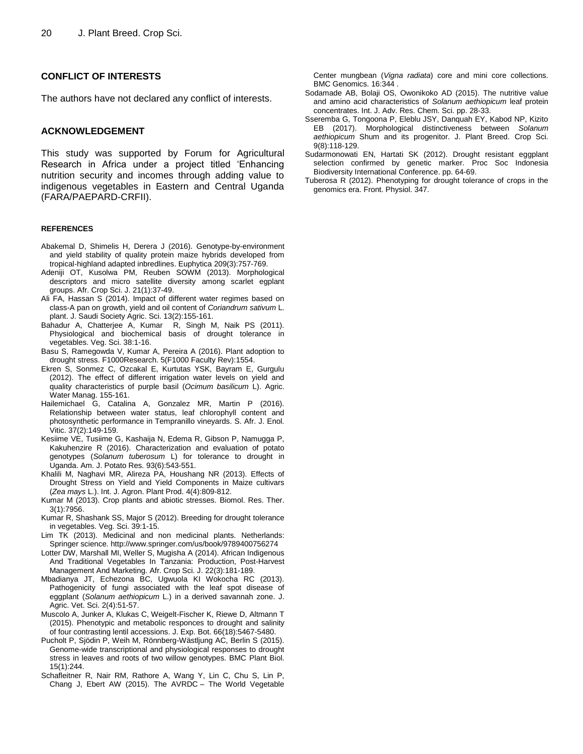## CONFLICT OF INTERESTS

The authors have not declared any conflict of interests.

## ACKNOWLEDGEMENT

This study was supported by Forum for Agricultural Research in Africa under a project titled 'Enhancing nutrition security and incomes through adding value to indigenous vegetables in Eastern and Central Uganda (FARA/PAEPARD-CRFII).

## REFERENCES

Abakemal D, Shimelis H, Derera J (2016). Genotype-by-environment and yield stability of quality protein maize hybrids developed from tropical-highland adapted inbredlines. Euphytica 209(3):757-769.

Adeniji OT, Kusolwa PM, Reuben SOWM (2013). Morphological descriptors and micro satellite diversity among scarlet egplant groups. Afr. Crop Sci. J. 21(1):37-49.

Ali FA, Hassan S (2014). Impact of different water regimes based on class-A pan on growth, yield and oil content of *Coriandrum sativum* L. plant. J. Saudi Society Agric. Sci. 13(2):155-161.

Bahadur A, Chatterjee A, Kumar R, Singh M, Naik PS (2011). Physiological and biochemical basis of drought tolerance in vegetables. Veg. Sci. 38:1-16.

Basu S, Ramegowda V, Kumar A, Pereira A (2016). Plant adoption to drought stress. F1000Research. 5(F1000 Faculty Rev):1554.

Ekren S, Sonmez C, Ozcakal E, Kurtutas YSK, Bayram E, Gurgulu (2012). The effect of different irrigation water levels on yield and quality characteristics of purple basil (*Ocimum basilicum* L). Agric. Water Manag. 155-161.

Hailemichael G, Catalina A, Gonzalez MR, Martin P (2016). Relationship between water status, leaf chlorophyll content and photosynthetic performance in Tempranillo vineyards. S. Afr. J. Enol. Vitic. 37(2):149-159.

Kesiime VE, Tusiime G, Kashaija N, Edema R, Gibson P, Namugga P, Kakuhenzire R (2016). Characterization and evaluation of potato genotypes (*Solanum tuberosum* L) for tolerance to drought in Uganda. Am. J. Potato Res. 93(6):543-551.

Khalili M, Naghavi MR, Alireza PA, Houshang NR (2013). Effects of Drought Stress on Yield and Yield Components in Maize cultivars (*Zea mays* L.). Int. J. Agron. Plant Prod. 4(4):809-812.

Kumar M (2013). Crop plants and abiotic stresses. Biomol. Res. Ther. 3(1):7956.

Kumar R, Shashank SS, Major S (2012). Breeding for drought tolerance in vegetables. Veg. Sci. 39:1-15.

Lim TK (2013). Medicinal and non medicinal plants. Netherlands: Springer science. http://www.springer.com/us/book/9789400756274

Lotter DW, Marshall MI, Weller S, Mugisha A (2014). African Indigenous And Traditional Vegetables In Tanzania: Production, Post-Harvest Management And Marketing. Afr. Crop Sci. J. 22(3):181-189.

Mbadianya JT, Echezona BC, Ugwuola KI Wokocha RC (2013). Pathogenicity of fungi associated with the leaf spot disease of eggplant (*Solanum aethiopicum* L.) in a derived savannah zone. J. Agric. Vet. Sci. 2(4):51-57.

Muscolo A, Junker A, Klukas C, Weigelt-Fischer K, Riewe D, Altmann T (2015). Phenotypic and metabolic responces to drought and salinity of four contrasting lentil accessions. J. Exp. Bot. 66(18):5467-5480.

Pucholt P, Sjödin P, Weih M, Rönnberg-Wästljung AC, Berlin S (2015). Genome-wide transcriptional and physiological responses to drought stress in leaves and roots of two willow genotypes. BMC Plant Biol. 15(1):244.

Schafleitner R, Nair RM, Rathore A, Wang Y, Lin C, Chu S, Lin P, Chang J, Ebert AW (2015). The AVRDC – The World Vegetable Center mungbean (*Vigna radiata*) core and mini core collections. BMC Genomics. 16:344 .

Sodamade AB, Bolaji OS, Owonikoko AD (2015). The nutritive value and amino acid characteristics of *Solanum aethiopicum* leaf protein concentrates. Int. J. Adv. Res. Chem. Sci. pp. 28-33.

Sseremba G, Tongoona P, Eleblu JSY, Danquah EY, Kabod NP, Kizito EB (2017). Morphological distinctiveness between *Solanum aethiopicum* Shum and its progenitor. J. Plant Breed. Crop Sci. 9(8):118-129.

Sudarmonowati EN, Hartati SK (2012). Drought resistant eggplant selection confirmed by genetic marker. Proc Soc Indonesia Biodiversity International Conference. pp. 64-69.

Tuberosa R (2012). Phenotyping for drought tolerance of crops in the genomics era. Front. Physiol. 347.